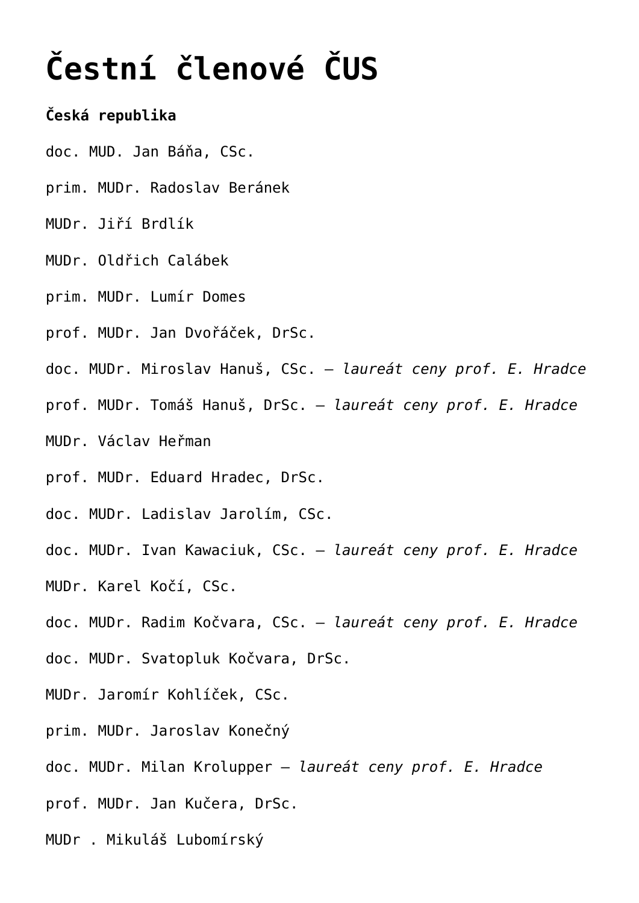# Čestní členové ČUS

**Česká republika**

doc. MUD. Jan Báňa, CSc.

prim. MUDr. Radoslav Beránek

MUDr. Jiří Brdlík

MUDr. Oldřich Calábek

prim. MUDr. Lumír Domes

prof. MUDr. Jan Dvořáček, DrSc.

doc. MUDr. Miroslav Hanuš, CSc. – *laureát ceny prof. E. Hradce*

prof. MUDr. Tomáš Hanuš, DrSc. – *laureát ceny prof. E. Hradce*

MUDr. Václav Heřman

prof. MUDr. Eduard Hradec, DrSc.

doc. MUDr. Ladislav Jarolím, CSc.

doc. MUDr. Ivan Kawaciuk, CSc. – *laureát ceny prof. E. Hradce*

MUDr. Karel Kočí, CSc.

doc. MUDr. Radim Kočvara, CSc. – *laureát ceny prof. E. Hradce*

doc. MUDr. Svatopluk Kočvara, DrSc.

MUDr. Jaromír Kohlíček, CSc.

prim. MUDr. Jaroslav Konečný

doc. MUDr. Milan Krolupper – *laureát ceny prof. E. Hradce*

prof. MUDr. Jan Kučera, DrSc.

MUDr . Mikuláš Lubomírský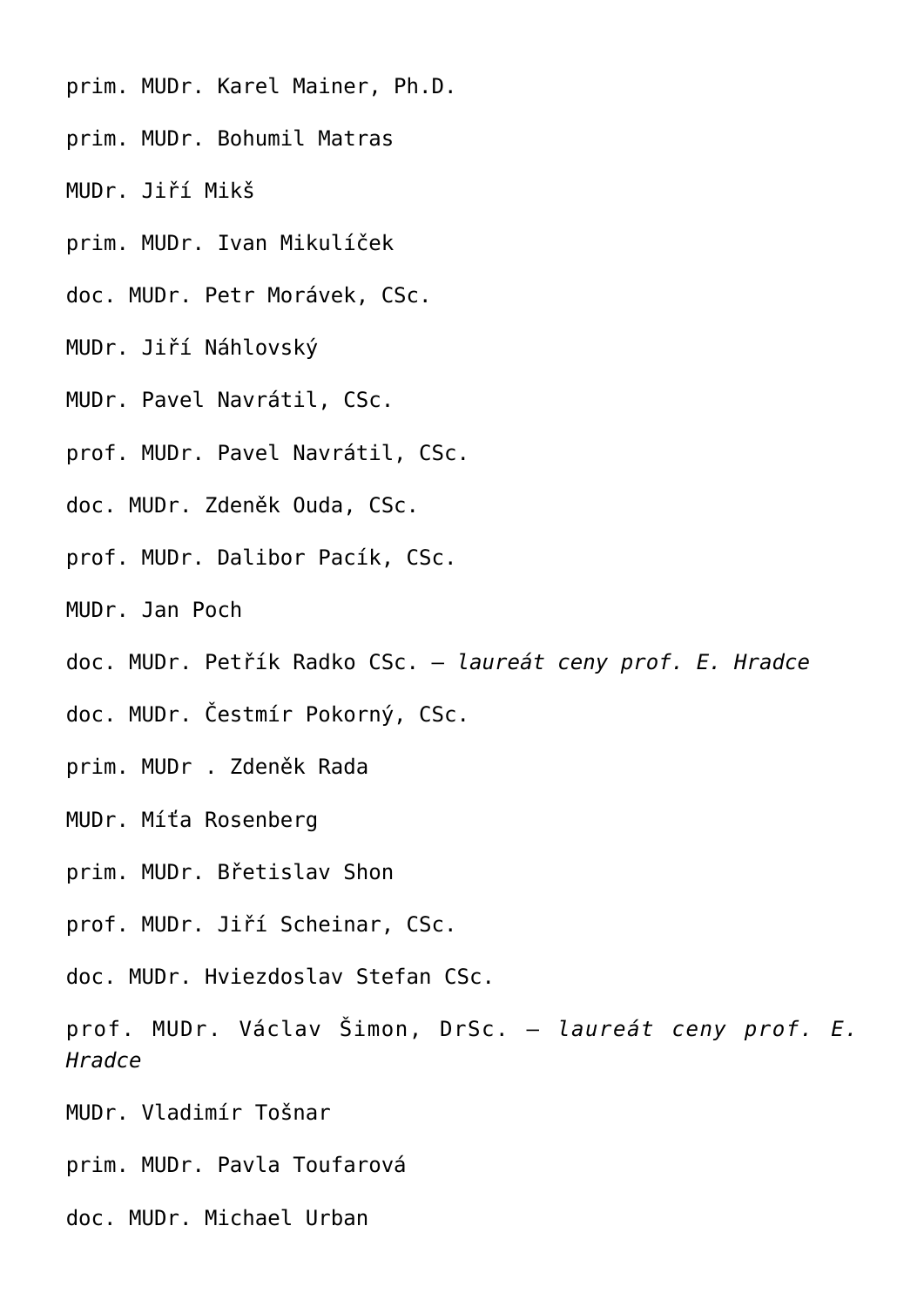prim. MUDr. Karel Mainer, Ph.D.

prim. MUDr. Bohumil Matras

MUDr. Jiří Mikš

prim. MUDr. Ivan Mikulíček

doc. MUDr. Petr Morávek, CSc.

MUDr. Jiří Náhlovský

MUDr. Pavel Navrátil, CSc.

prof. MUDr. Pavel Navrátil, CSc.

doc. MUDr. Zdeněk Ouda, CSc.

prof. MUDr. Dalibor Pacík, CSc.

MUDr. Jan Poch

doc. MUDr. Petřík Radko CSc. – *laureát ceny prof. E. Hradce*

doc. MUDr. Čestmír Pokorný, CSc.

prim. MUDr . Zdeněk Rada

MUDr. Míťa Rosenberg

prim. MUDr. Břetislav Shon

prof. MUDr. Jiří Scheinar, CSc.

doc. MUDr. Hviezdoslav Stefan CSc.

prof. MUDr. Václav Šimon, DrSc. – *laureát ceny prof. E. Hradce*

MUDr. Vladimír Tošnar

prim. MUDr. Pavla Toufarová

doc. MUDr. Michael Urban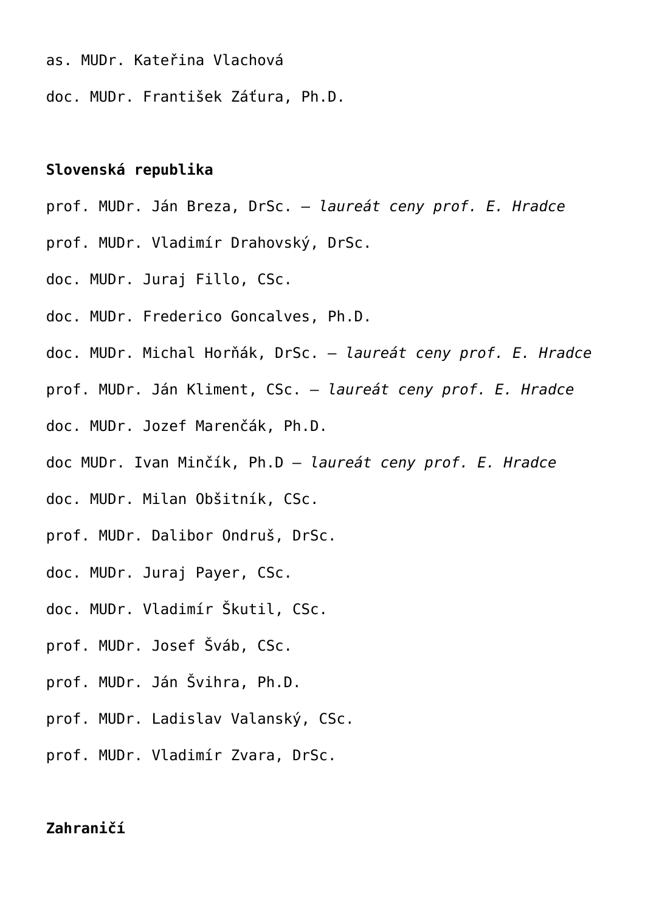as. MUDr. Kateřina Vlachová

doc. MUDr. František Záťura, Ph.D.

**Slovenská republika**

prof. MUDr. Ján Breza, DrSc. – *laureát ceny prof. E. Hradce*

prof. MUDr. Vladimír Drahovský, DrSc.

doc. MUDr. Juraj Fillo, CSc.

doc. MUDr. Frederico Goncalves, Ph.D.

doc. MUDr. Michal Horňák, DrSc. – *laureát ceny prof. E. Hradce*

prof. MUDr. Ján Kliment, CSc. – *laureát ceny prof. E. Hradce*

doc. MUDr. Jozef Marenčák, Ph.D.

doc MUDr. Ivan Minčík, Ph.D – *laureát ceny prof. E. Hradce*

doc. MUDr. Milan Obšitník, CSc.

prof. MUDr. Dalibor Ondruš, DrSc.

doc. MUDr. Juraj Payer, CSc.

doc. MUDr. Vladimír Škutil, CSc.

prof. MUDr. Josef Šváb, CSc.

prof. MUDr. Ján Švihra, Ph.D.

prof. MUDr. Ladislav Valanský, CSc.

prof. MUDr. Vladimír Zvara, DrSc.

**Zahraničí**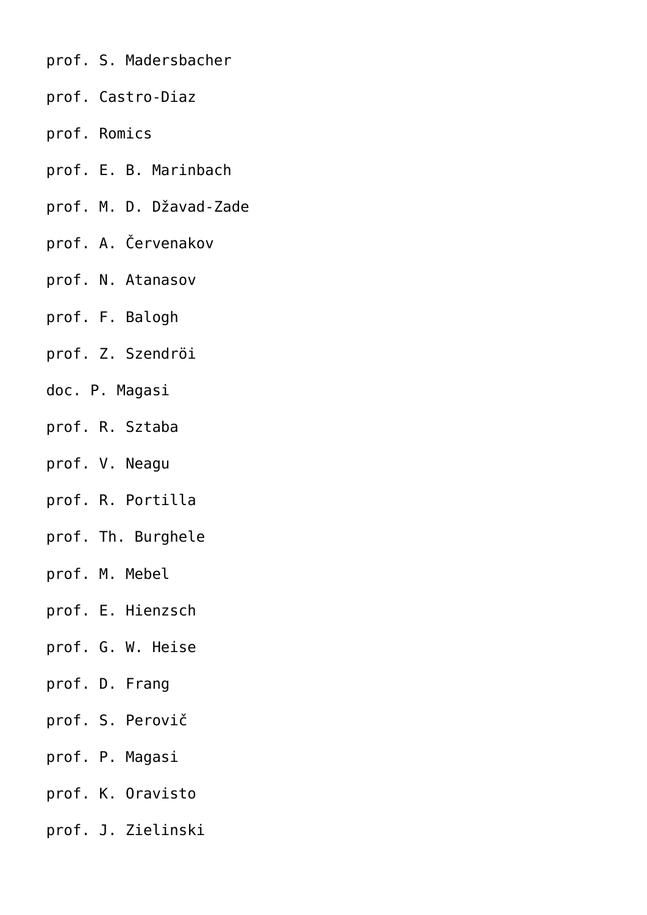prof. S. Madersbacher

prof. Castro-Diaz

prof. Romics

prof. E. B. Marinbach

prof. M. D. Džavad-Zade

prof. A. Červenakov

prof. N. Atanasov

prof. F. Balogh

prof. Z. Szendröi

doc. P. Magasi

prof. R. Sztaba

prof. V. Neagu

prof. R. Portilla

prof. Th. Burghele

prof. M. Mebel

prof. E. Hienzsch

prof. G. W. Heise

prof. D. Frang

prof. S. Perovič

prof. P. Magasi

prof. K. Oravisto

prof. J. Zielinski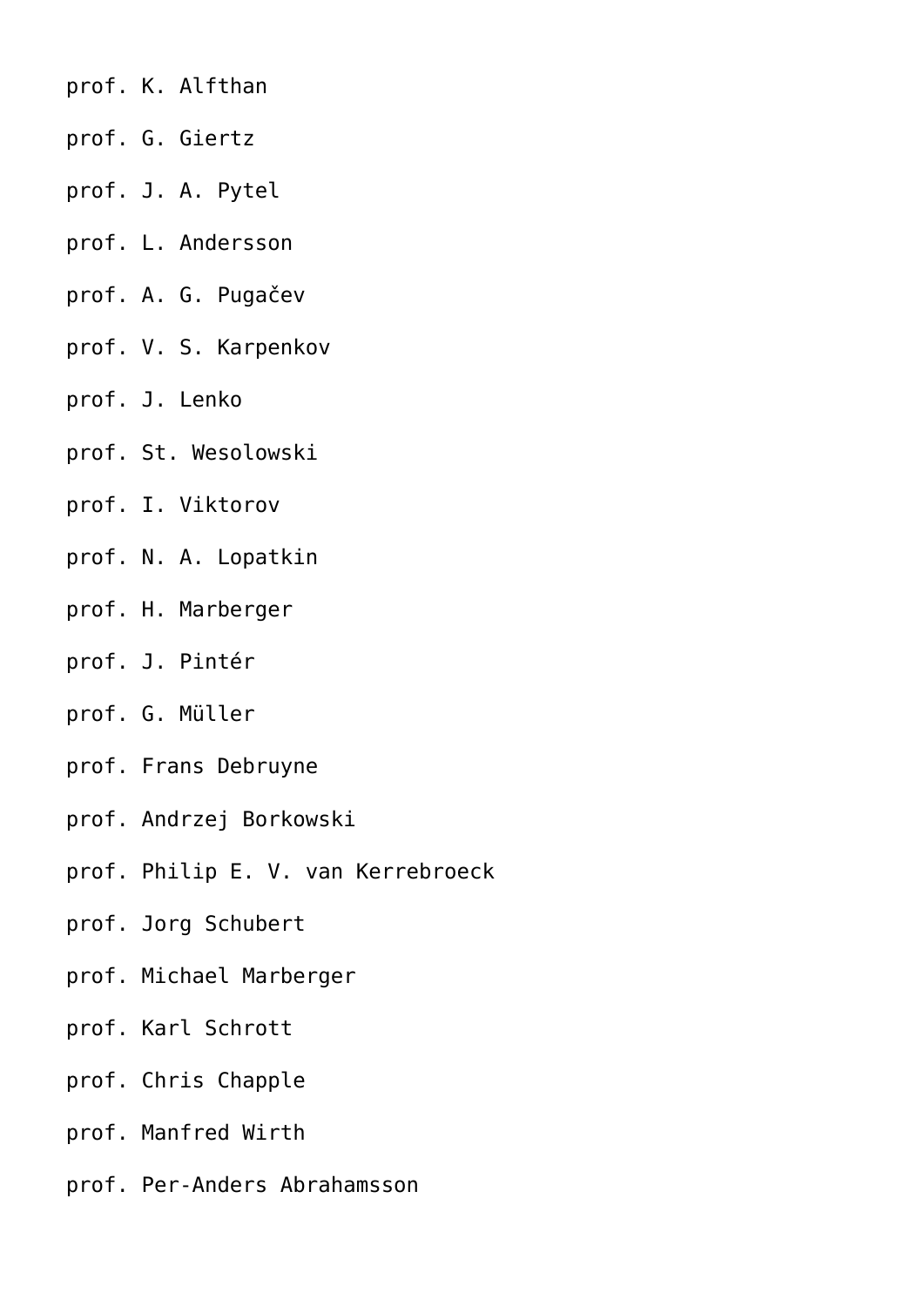prof. K. Alfthan

prof. G. Giertz

prof. J. A. Pytel

prof. L. Andersson

prof. A. G. Pugačev

prof. V. S. Karpenkov

prof. J. Lenko

prof. St. Wesolowski

prof. I. Viktorov

prof. N. A. Lopatkin

prof. H. Marberger

prof. J. Pintér

prof. G. Müller

prof. Frans Debruyne

prof. Andrzej Borkowski

prof. Philip E. V. van Kerrebroeck

prof. Jorg Schubert

prof. Michael Marberger

prof. Karl Schrott

prof. Chris Chapple

prof. Manfred Wirth

prof. Per-Anders Abrahamsson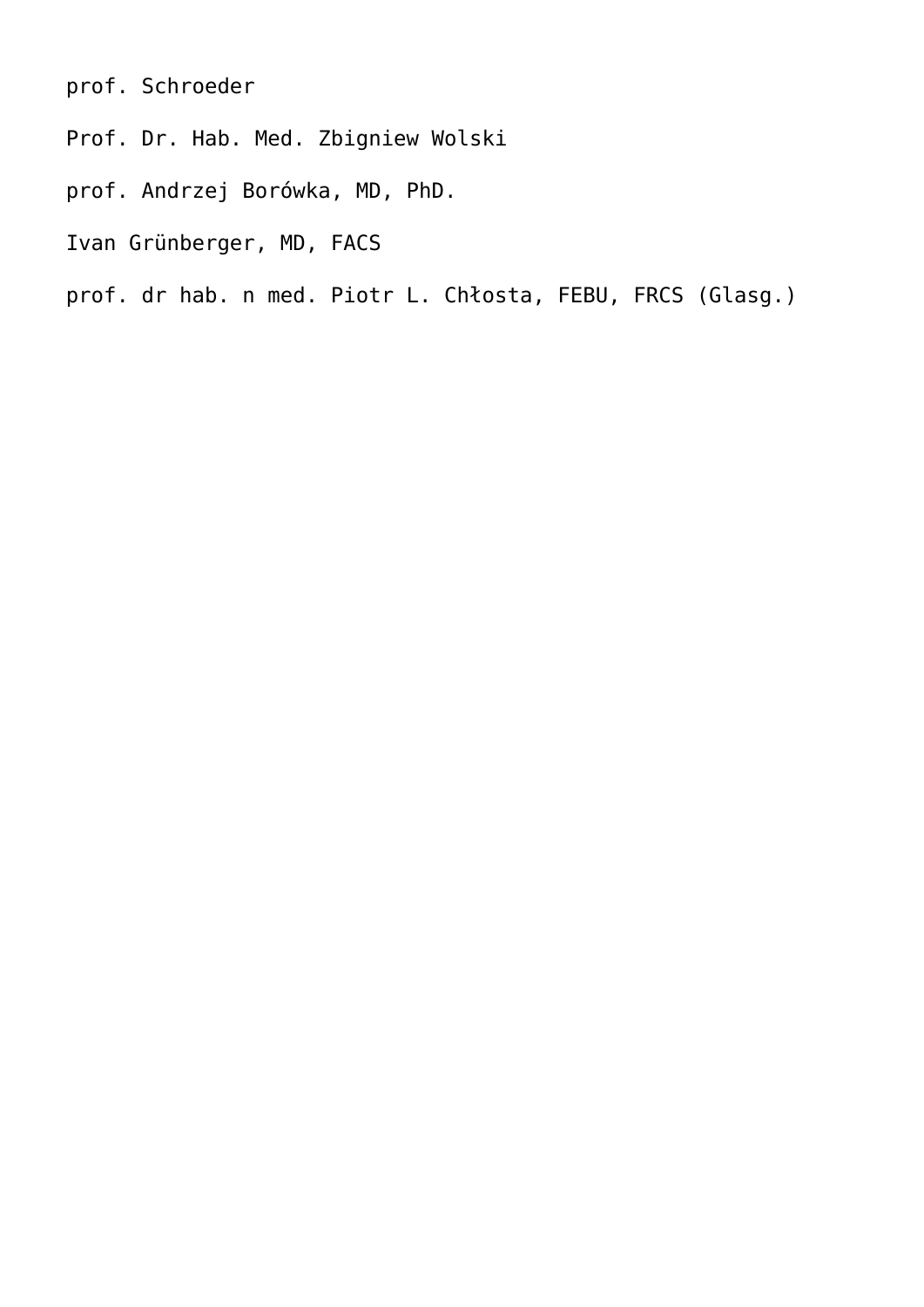prof. Schroeder

Prof. Dr. Hab. Med. Zbigniew Wolski

prof. Andrzej Borówka, MD, PhD.

Ivan Grünberger, MD, FACS

prof. dr hab. n med. Piotr L. Chłosta, FEBU, FRCS (Glasg.)